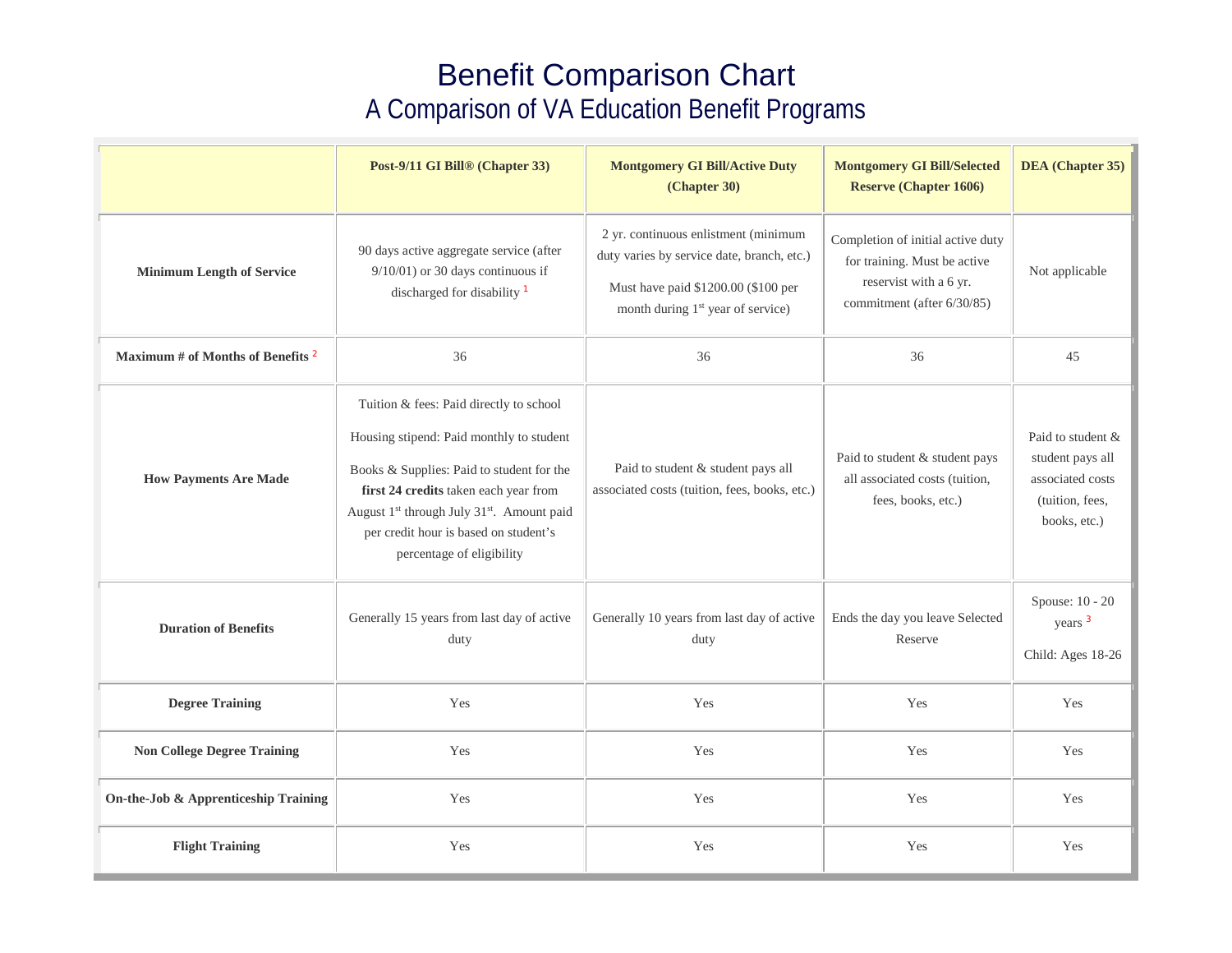# Benefit Comparison Chart

## A Comparison of VA Education Benefit Programs

| | Post-9/11 GI Bill® (Chapter 33) | Montgomery GI Bill/Active Duty (Chapter 30) | Montgomery GI Bill/Selected Reserve (Chapter 1606) | DEA (Chapter 35) |
|---|---|---|---|---|
| **Minimum Length of Service** | 90 days active aggregate service (after 9/10/01) or 30 days continuous if discharged for disability [1] | 2 yr. continuous enlistment (minimum duty varies by service date, branch, etc.)<br><br>Must have paid $1200.00 ($100 per month during 1st year of service) | Completion of initial active duty for training. Must be active reservist with a 6 yr. commitment (after 6/30/85) | Not applicable |
| **Maximum # of Months of Benefits** [2] | 36 | 36 | 36 | 45 |
| **How Payments Are Made** | Tuition & fees: Paid directly to school<br><br>Housing stipend: Paid monthly to student<br><br>Books & Supplies: Paid to student for the **first 24 credits** taken each year from August 1st through July 31st. Amount paid per credit hour is based on student's percentage of eligibility | Paid to student & student pays all associated costs (tuition, fees, books, etc.) | Paid to student & student pays all associated costs (tuition, fees, books, etc.) | Paid to student & student pays all associated costs (tuition, fees, books, etc.) |
| **Duration of Benefits** | Generally 15 years from last day of active duty | Generally 10 years from last day of active duty | Ends the day you leave Selected Reserve | Spouse: 10 - 20 years [3]<br><br>Child: Ages 18-26 |
| **Degree Training** | Yes | Yes | Yes | Yes |
| **Non College Degree Training** | Yes | Yes | Yes | Yes |
| **On-the-Job & Apprenticeship Training** | Yes | Yes | Yes | Yes |
| **Flight Training** | Yes | Yes | Yes | Yes |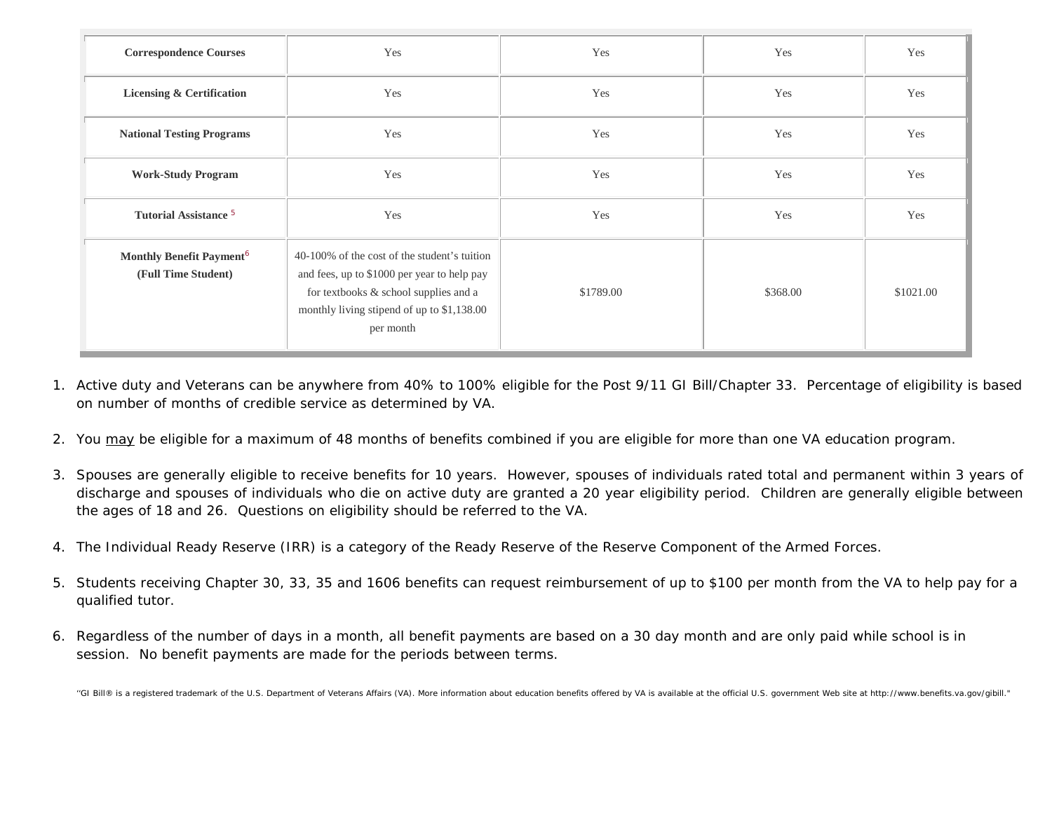| | | | | |
|---|---|---|---|---|
| **Correspondence Courses** | Yes | Yes | Yes | Yes |
| **Licensing & Certification** | Yes | Yes | Yes | Yes |
| **National Testing Programs** | Yes | Yes | Yes | Yes |
| **Work-Study Program** | Yes | Yes | Yes | Yes |
| **Tutorial Assistance** [5] | Yes | Yes | Yes | Yes |
| **Monthly Benefit Payment**[6] **(Full Time Student)** | 40-100% of the cost of the student's tuition and fees, up to $1000 per year to help pay for textbooks & school supplies and a monthly living stipend of up to $1,138.00 per month | $1789.00 | $368.00 | $1021.00 |

1. Active duty and Veterans can be anywhere from 40% to 100% eligible for the Post 9/11 GI Bill/Chapter 33. Percentage of eligibility is based on number of months of credible service as determined by VA.

2. You <u>may</u> be eligible for a maximum of 48 months of benefits combined if you are eligible for more than one VA education program.

3. Spouses are generally eligible to receive benefits for 10 years. However, spouses of individuals rated total and permanent within 3 years of discharge and spouses of individuals who die on active duty are granted a 20 year eligibility period. Children are generally eligible between the ages of 18 and 26. Questions on eligibility should be referred to the VA.

4. The Individual Ready Reserve (IRR) is a category of the Ready Reserve of the Reserve Component of the Armed Forces.

5. Students receiving Chapter 30, 33, 35 and 1606 benefits can request reimbursement of up to $100 per month from the VA to help pay for a qualified tutor.

6. Regardless of the number of days in a month, all benefit payments are based on a 30 day month and are only paid while school is in session. No benefit payments are made for the periods between terms.

"GI Bill® is a registered trademark of the U.S. Department of Veterans Affairs (VA). More information about education benefits offered by VA is available at the official U.S. government Web site at http://www.benefits.va.gov/gibill."